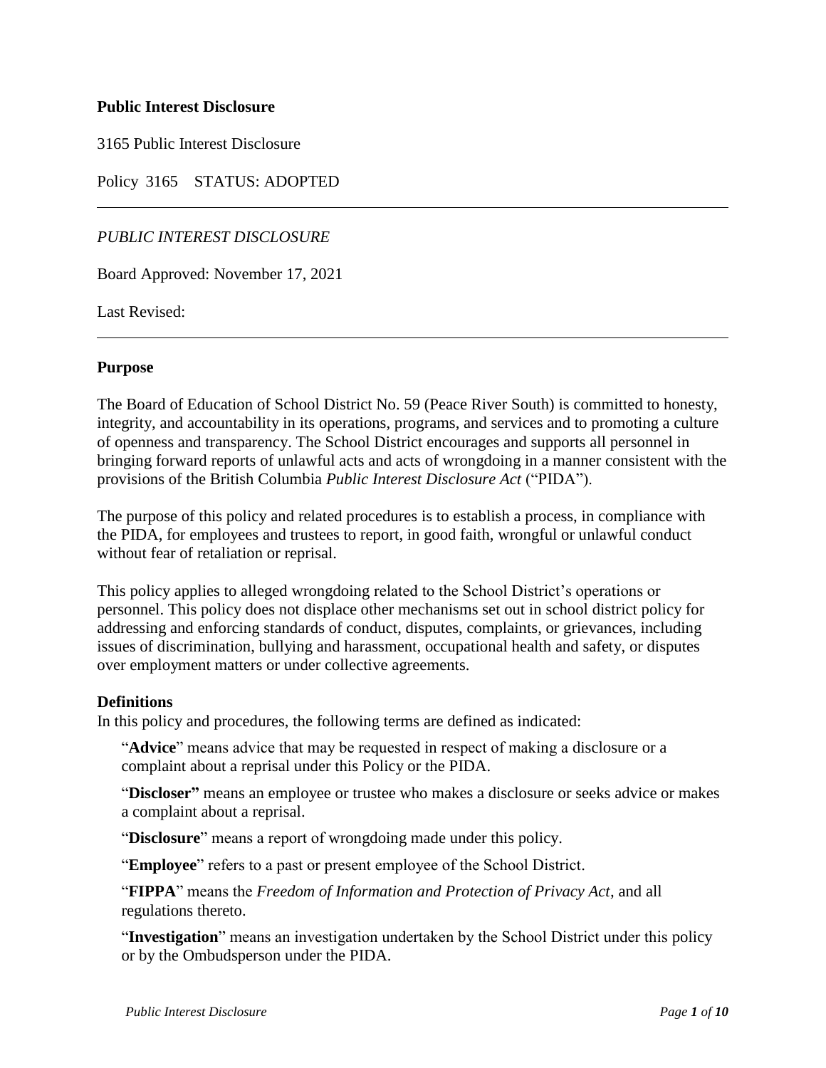**Public Interest Disclosure**

3165 Public Interest Disclosure

Policy 3165 STATUS: ADOPTED

---

*PUBLIC INTEREST DISCLOSURE*

Board Approved: November 17, 2021

Last Revised:

---

## Purpose

The Board of Education of School District No. 59 (Peace River South) is committed to honesty, integrity, and accountability in its operations, programs, and services and to promoting a culture of openness and transparency. The School District encourages and supports all personnel in bringing forward reports of unlawful acts and acts of wrongdoing in a manner consistent with the provisions of the British Columbia *Public Interest Disclosure Act* ("PIDA").

The purpose of this policy and related procedures is to establish a process, in compliance with the PIDA, for employees and trustees to report, in good faith, wrongful or unlawful conduct without fear of retaliation or reprisal.

This policy applies to alleged wrongdoing related to the School District's operations or personnel. This policy does not displace other mechanisms set out in school district policy for addressing and enforcing standards of conduct, disputes, complaints, or grievances, including issues of discrimination, bullying and harassment, occupational health and safety, or disputes over employment matters or under collective agreements.

## Definitions

In this policy and procedures, the following terms are defined as indicated:

"**Advice**" means advice that may be requested in respect of making a disclosure or a complaint about a reprisal under this Policy or the PIDA.

"**Discloser"** means an employee or trustee who makes a disclosure or seeks advice or makes a complaint about a reprisal.

"**Disclosure**" means a report of wrongdoing made under this policy.

"**Employee**" refers to a past or present employee of the School District.

"**FIPPA**" means the *Freedom of Information and Protection of Privacy Act,* and all regulations thereto.

"**Investigation**" means an investigation undertaken by the School District under this policy or by the Ombudsperson under the PIDA.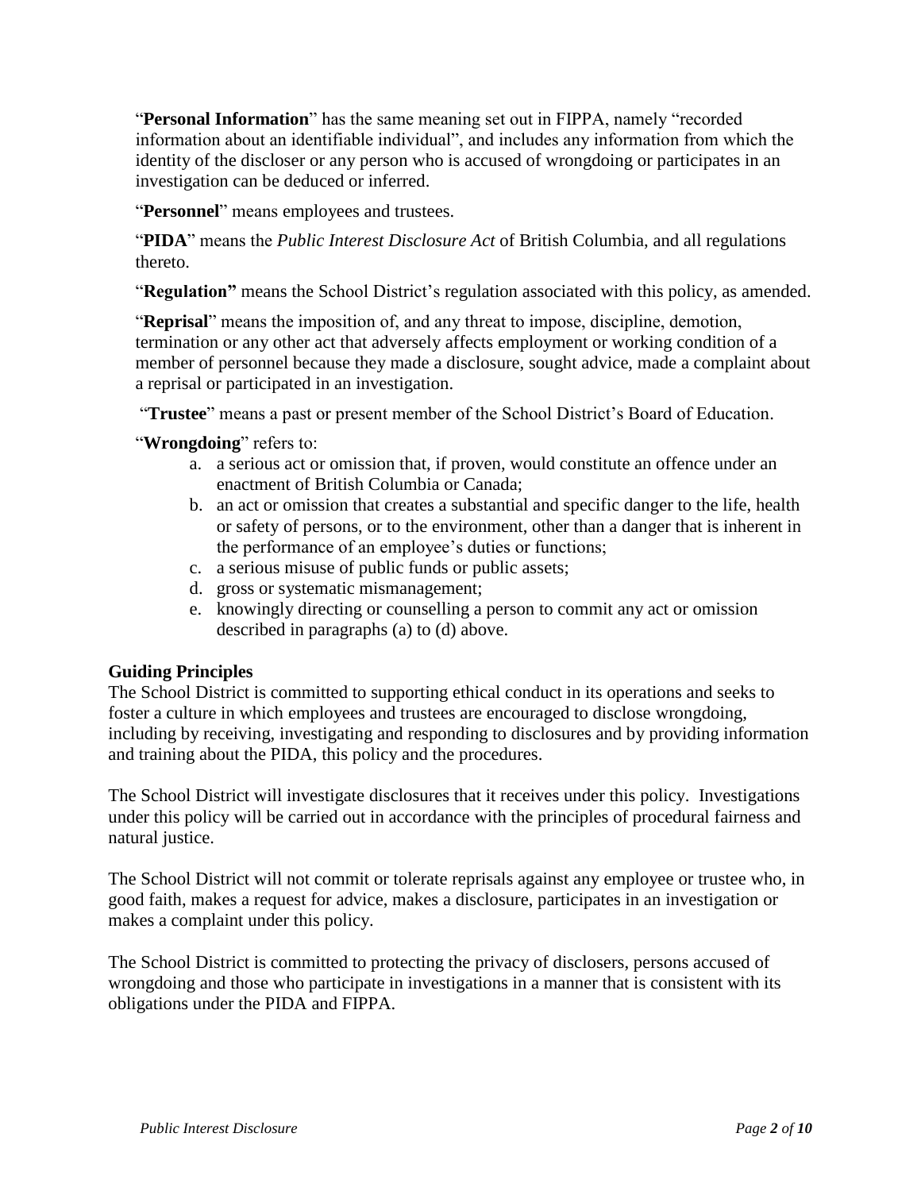"**Personal Information**" has the same meaning set out in FIPPA, namely "recorded information about an identifiable individual", and includes any information from which the identity of the discloser or any person who is accused of wrongdoing or participates in an investigation can be deduced or inferred.

"**Personnel**" means employees and trustees.

"**PIDA**" means the *Public Interest Disclosure Act* of British Columbia, and all regulations thereto.

"**Regulation"** means the School District's regulation associated with this policy, as amended.

"**Reprisal**" means the imposition of, and any threat to impose, discipline, demotion, termination or any other act that adversely affects employment or working condition of a member of personnel because they made a disclosure, sought advice, made a complaint about a reprisal or participated in an investigation.

"**Trustee**" means a past or present member of the School District's Board of Education.

"**Wrongdoing**" refers to:

a. a serious act or omission that, if proven, would constitute an offence under an enactment of British Columbia or Canada;
b. an act or omission that creates a substantial and specific danger to the life, health or safety of persons, or to the environment, other than a danger that is inherent in the performance of an employee's duties or functions;
c. a serious misuse of public funds or public assets;
d. gross or systematic mismanagement;
e. knowingly directing or counselling a person to commit any act or omission described in paragraphs (a) to (d) above.

**Guiding Principles**

The School District is committed to supporting ethical conduct in its operations and seeks to foster a culture in which employees and trustees are encouraged to disclose wrongdoing, including by receiving, investigating and responding to disclosures and by providing information and training about the PIDA, this policy and the procedures.

The School District will investigate disclosures that it receives under this policy. Investigations under this policy will be carried out in accordance with the principles of procedural fairness and natural justice.

The School District will not commit or tolerate reprisals against any employee or trustee who, in good faith, makes a request for advice, makes a disclosure, participates in an investigation or makes a complaint under this policy.

The School District is committed to protecting the privacy of disclosers, persons accused of wrongdoing and those who participate in investigations in a manner that is consistent with its obligations under the PIDA and FIPPA.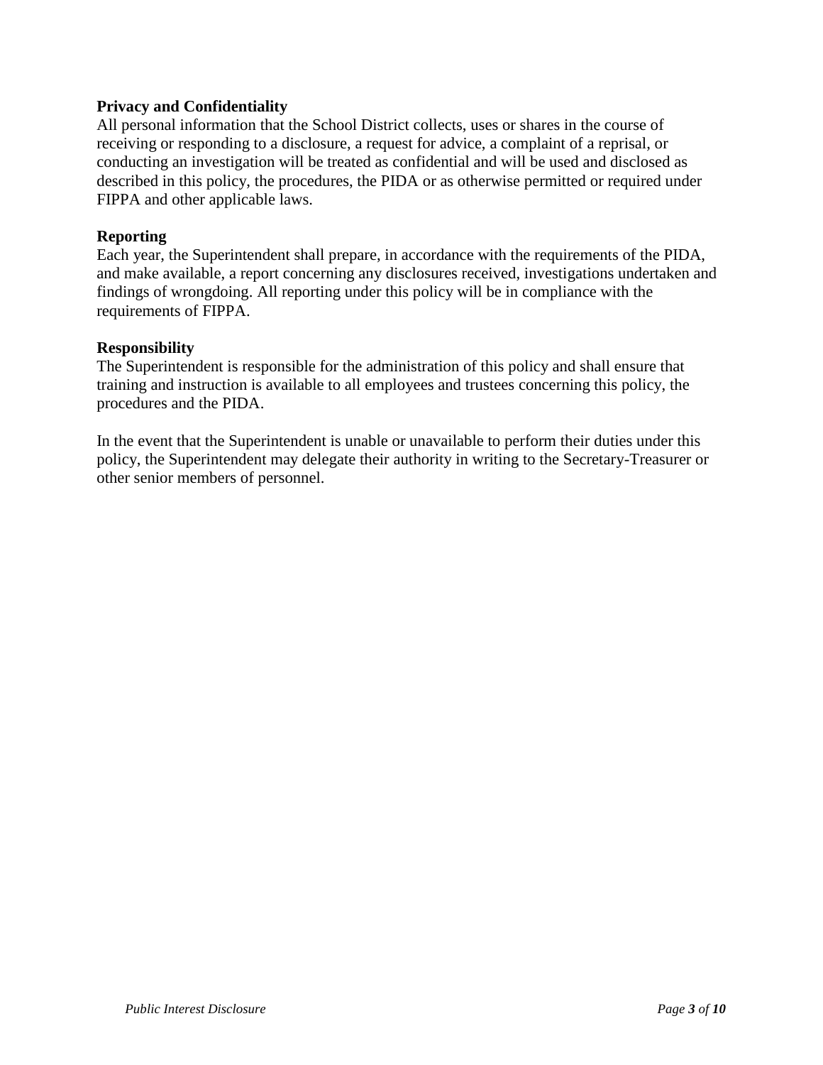**Privacy and Confidentiality**

All personal information that the School District collects, uses or shares in the course of receiving or responding to a disclosure, a request for advice, a complaint of a reprisal, or conducting an investigation will be treated as confidential and will be used and disclosed as described in this policy, the procedures, the PIDA or as otherwise permitted or required under FIPPA and other applicable laws.

**Reporting**

Each year, the Superintendent shall prepare, in accordance with the requirements of the PIDA, and make available, a report concerning any disclosures received, investigations undertaken and findings of wrongdoing. All reporting under this policy will be in compliance with the requirements of FIPPA.

**Responsibility**

The Superintendent is responsible for the administration of this policy and shall ensure that training and instruction is available to all employees and trustees concerning this policy, the procedures and the PIDA.

In the event that the Superintendent is unable or unavailable to perform their duties under this policy, the Superintendent may delegate their authority in writing to the Secretary-Treasurer or other senior members of personnel.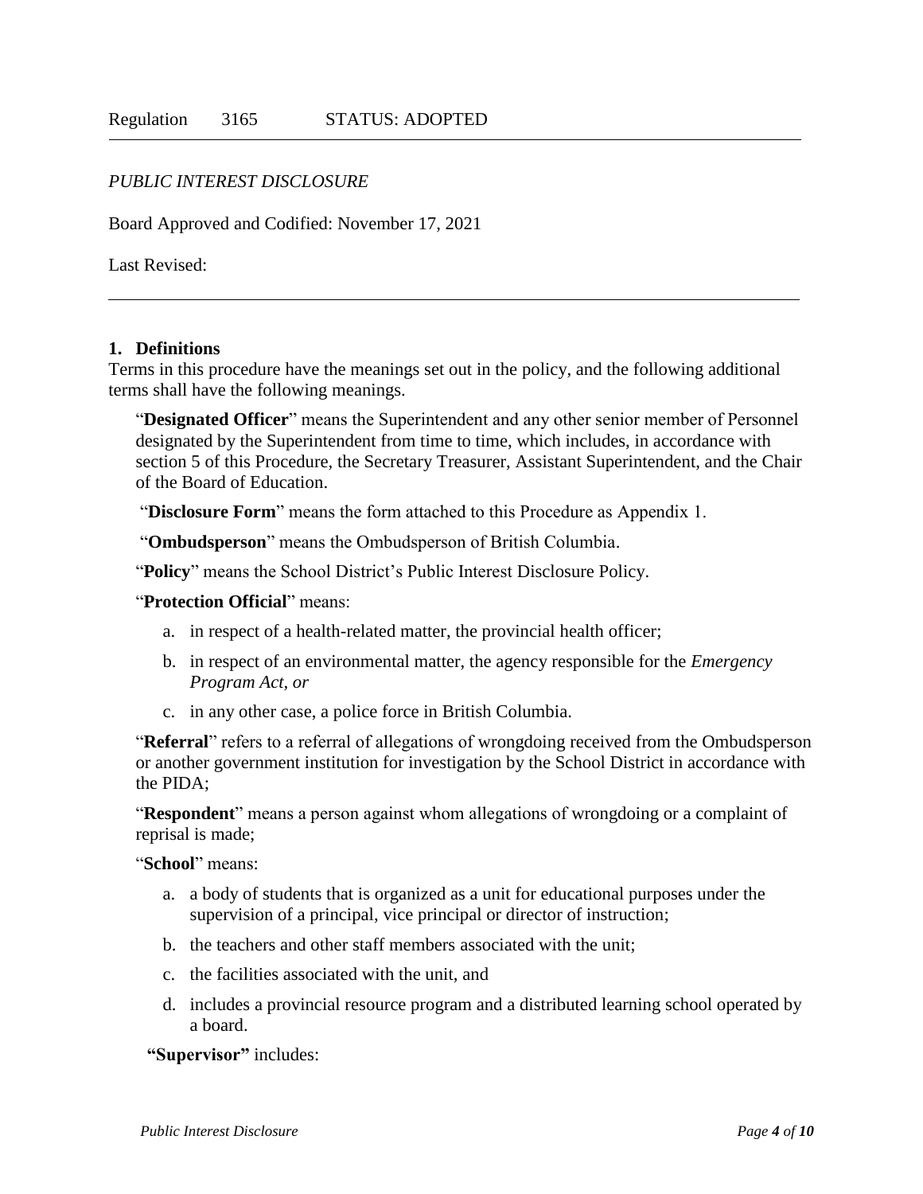Regulation 3165 STATUS: ADOPTED

*PUBLIC INTEREST DISCLOSURE*

Board Approved and Codified: November 17, 2021

Last Revised:

---

## 1. Definitions

Terms in this procedure have the meanings set out in the policy, and the following additional terms shall have the following meanings.

"**Designated Officer**" means the Superintendent and any other senior member of Personnel designated by the Superintendent from time to time, which includes, in accordance with section 5 of this Procedure, the Secretary Treasurer, Assistant Superintendent, and the Chair of the Board of Education.

"**Disclosure Form**" means the form attached to this Procedure as Appendix 1.

"**Ombudsperson**" means the Ombudsperson of British Columbia.

"**Policy**" means the School District's Public Interest Disclosure Policy.

"**Protection Official**" means:

a. in respect of a health-related matter, the provincial health officer;

b. in respect of an environmental matter, the agency responsible for the *Emergency Program Act, or*

c. in any other case, a police force in British Columbia.

"**Referral**" refers to a referral of allegations of wrongdoing received from the Ombudsperson or another government institution for investigation by the School District in accordance with the PIDA;

"**Respondent**" means a person against whom allegations of wrongdoing or a complaint of reprisal is made;

"**School**" means:

a. a body of students that is organized as a unit for educational purposes under the supervision of a principal, vice principal or director of instruction;

b. the teachers and other staff members associated with the unit;

c. the facilities associated with the unit, and

d. includes a provincial resource program and a distributed learning school operated by a board.

**"Supervisor"** includes: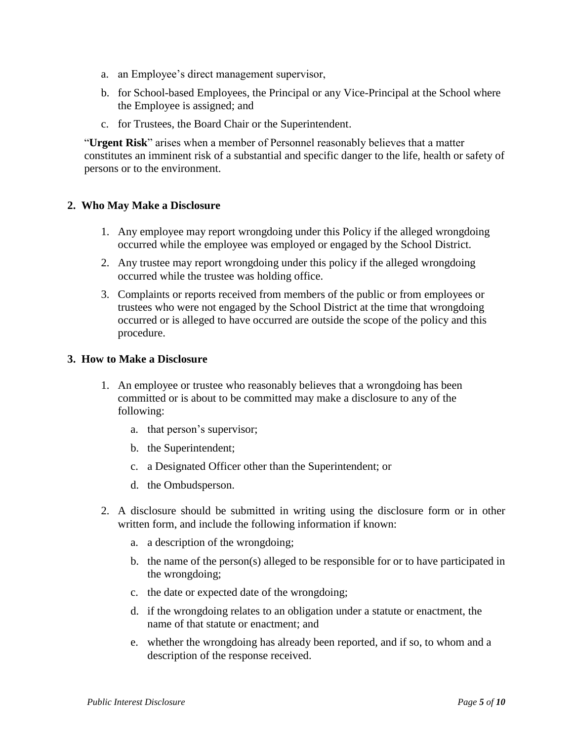a. an Employee's direct management supervisor,

b. for School-based Employees, the Principal or any Vice-Principal at the School where the Employee is assigned; and

c. for Trustees, the Board Chair or the Superintendent.

"**Urgent Risk**" arises when a member of Personnel reasonably believes that a matter constitutes an imminent risk of a substantial and specific danger to the life, health or safety of persons or to the environment.

## 2. Who May Make a Disclosure

1. Any employee may report wrongdoing under this Policy if the alleged wrongdoing occurred while the employee was employed or engaged by the School District.
2. Any trustee may report wrongdoing under this policy if the alleged wrongdoing occurred while the trustee was holding office.
3. Complaints or reports received from members of the public or from employees or trustees who were not engaged by the School District at the time that wrongdoing occurred or is alleged to have occurred are outside the scope of the policy and this procedure.

## 3. How to Make a Disclosure

1. An employee or trustee who reasonably believes that a wrongdoing has been committed or is about to be committed may make a disclosure to any of the following:
    a. that person's supervisor;
    b. the Superintendent;
    c. a Designated Officer other than the Superintendent; or
    d. the Ombudsperson.
2. A disclosure should be submitted in writing using the disclosure form or in other written form, and include the following information if known:
    a. a description of the wrongdoing;
    b. the name of the person(s) alleged to be responsible for or to have participated in the wrongdoing;
    c. the date or expected date of the wrongdoing;
    d. if the wrongdoing relates to an obligation under a statute or enactment, the name of that statute or enactment; and
    e. whether the wrongdoing has already been reported, and if so, to whom and a description of the response received.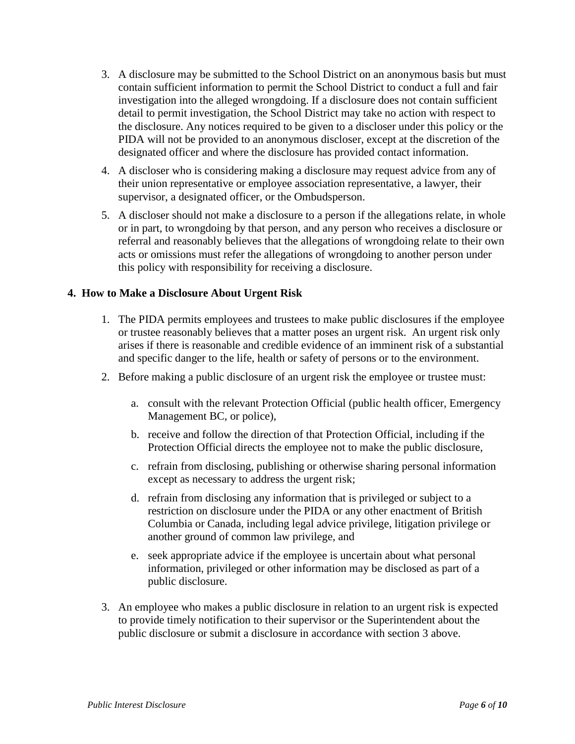3. A disclosure may be submitted to the School District on an anonymous basis but must contain sufficient information to permit the School District to conduct a full and fair investigation into the alleged wrongdoing. If a disclosure does not contain sufficient detail to permit investigation, the School District may take no action with respect to the disclosure. Any notices required to be given to a discloser under this policy or the PIDA will not be provided to an anonymous discloser, except at the discretion of the designated officer and where the disclosure has provided contact information.
4. A discloser who is considering making a disclosure may request advice from any of their union representative or employee association representative, a lawyer, their supervisor, a designated officer, or the Ombudsperson.
5. A discloser should not make a disclosure to a person if the allegations relate, in whole or in part, to wrongdoing by that person, and any person who receives a disclosure or referral and reasonably believes that the allegations of wrongdoing relate to their own acts or omissions must refer the allegations of wrongdoing to another person under this policy with responsibility for receiving a disclosure.

## 4. How to Make a Disclosure About Urgent Risk

1. The PIDA permits employees and trustees to make public disclosures if the employee or trustee reasonably believes that a matter poses an urgent risk. An urgent risk only arises if there is reasonable and credible evidence of an imminent risk of a substantial and specific danger to the life, health or safety of persons or to the environment.
2. Before making a public disclosure of an urgent risk the employee or trustee must:
   a. consult with the relevant Protection Official (public health officer, Emergency Management BC, or police),
   b. receive and follow the direction of that Protection Official, including if the Protection Official directs the employee not to make the public disclosure,
   c. refrain from disclosing, publishing or otherwise sharing personal information except as necessary to address the urgent risk;
   d. refrain from disclosing any information that is privileged or subject to a restriction on disclosure under the PIDA or any other enactment of British Columbia or Canada, including legal advice privilege, litigation privilege or another ground of common law privilege, and
   e. seek appropriate advice if the employee is uncertain about what personal information, privileged or other information may be disclosed as part of a public disclosure.
3. An employee who makes a public disclosure in relation to an urgent risk is expected to provide timely notification to their supervisor or the Superintendent about the public disclosure or submit a disclosure in accordance with section 3 above.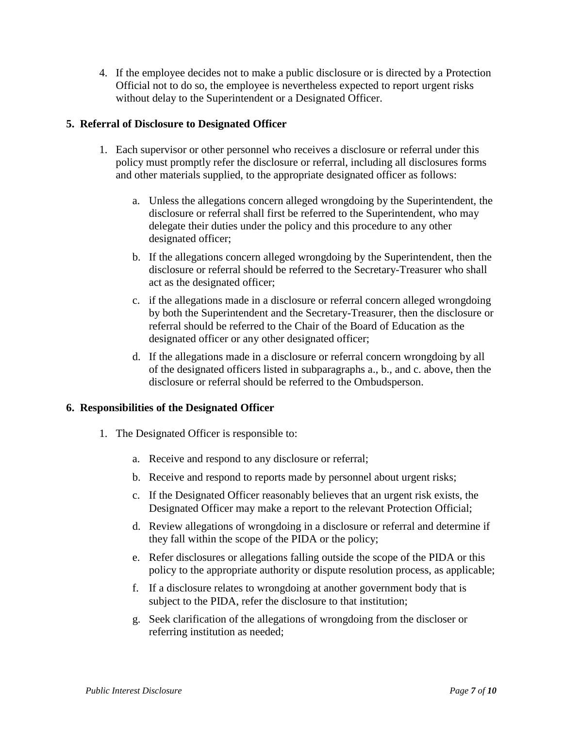4. If the employee decides not to make a public disclosure or is directed by a Protection Official not to do so, the employee is nevertheless expected to report urgent risks without delay to the Superintendent or a Designated Officer.

## 5. Referral of Disclosure to Designated Officer

1. Each supervisor or other personnel who receives a disclosure or referral under this policy must promptly refer the disclosure or referral, including all disclosures forms and other materials supplied, to the appropriate designated officer as follows:

   a. Unless the allegations concern alleged wrongdoing by the Superintendent, the disclosure or referral shall first be referred to the Superintendent, who may delegate their duties under the policy and this procedure to any other designated officer;

   b. If the allegations concern alleged wrongdoing by the Superintendent, then the disclosure or referral should be referred to the Secretary-Treasurer who shall act as the designated officer;

   c. if the allegations made in a disclosure or referral concern alleged wrongdoing by both the Superintendent and the Secretary-Treasurer, then the disclosure or referral should be referred to the Chair of the Board of Education as the designated officer or any other designated officer;

   d. If the allegations made in a disclosure or referral concern wrongdoing by all of the designated officers listed in subparagraphs a., b., and c. above, then the disclosure or referral should be referred to the Ombudsperson.

## 6. Responsibilities of the Designated Officer

1. The Designated Officer is responsible to:

   a. Receive and respond to any disclosure or referral;

   b. Receive and respond to reports made by personnel about urgent risks;

   c. If the Designated Officer reasonably believes that an urgent risk exists, the Designated Officer may make a report to the relevant Protection Official;

   d. Review allegations of wrongdoing in a disclosure or referral and determine if they fall within the scope of the PIDA or the policy;

   e. Refer disclosures or allegations falling outside the scope of the PIDA or this policy to the appropriate authority or dispute resolution process, as applicable;

   f. If a disclosure relates to wrongdoing at another government body that is subject to the PIDA, refer the disclosure to that institution;

   g. Seek clarification of the allegations of wrongdoing from the discloser or referring institution as needed;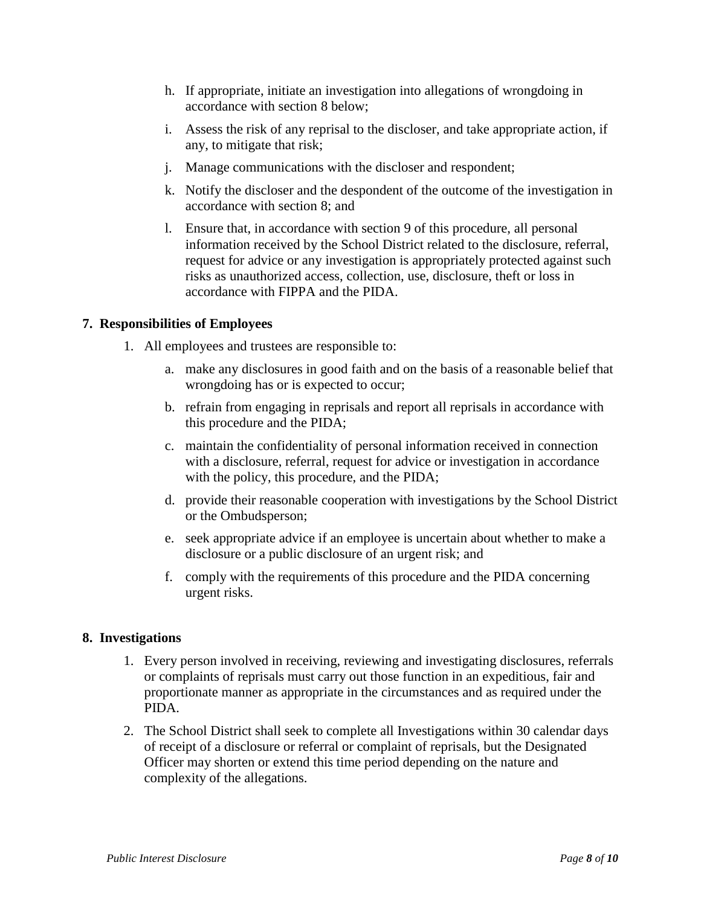h. If appropriate, initiate an investigation into allegations of wrongdoing in accordance with section 8 below;

i. Assess the risk of any reprisal to the discloser, and take appropriate action, if any, to mitigate that risk;

j. Manage communications with the discloser and respondent;

k. Notify the discloser and the despondent of the outcome of the investigation in accordance with section 8; and

l. Ensure that, in accordance with section 9 of this procedure, all personal information received by the School District related to the disclosure, referral, request for advice or any investigation is appropriately protected against such risks as unauthorized access, collection, use, disclosure, theft or loss in accordance with FIPPA and the PIDA.

## 7. Responsibilities of Employees

1. All employees and trustees are responsible to:

   a. make any disclosures in good faith and on the basis of a reasonable belief that wrongdoing has or is expected to occur;

   b. refrain from engaging in reprisals and report all reprisals in accordance with this procedure and the PIDA;

   c. maintain the confidentiality of personal information received in connection with a disclosure, referral, request for advice or investigation in accordance with the policy, this procedure, and the PIDA;

   d. provide their reasonable cooperation with investigations by the School District or the Ombudsperson;

   e. seek appropriate advice if an employee is uncertain about whether to make a disclosure or a public disclosure of an urgent risk; and

   f. comply with the requirements of this procedure and the PIDA concerning urgent risks.

## 8. Investigations

1. Every person involved in receiving, reviewing and investigating disclosures, referrals or complaints of reprisals must carry out those function in an expeditious, fair and proportionate manner as appropriate in the circumstances and as required under the PIDA.

2. The School District shall seek to complete all Investigations within 30 calendar days of receipt of a disclosure or referral or complaint of reprisals, but the Designated Officer may shorten or extend this time period depending on the nature and complexity of the allegations.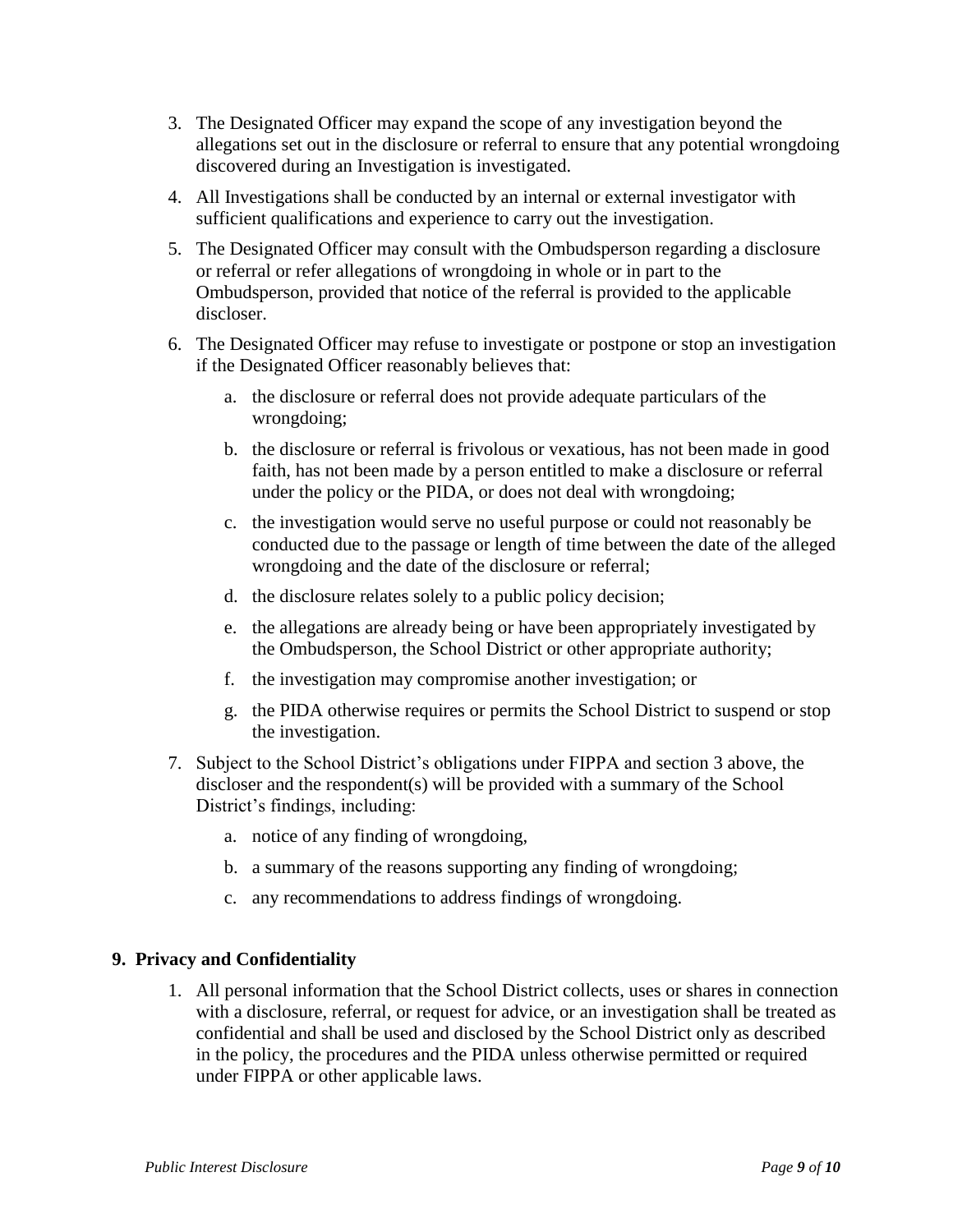3. The Designated Officer may expand the scope of any investigation beyond the allegations set out in the disclosure or referral to ensure that any potential wrongdoing discovered during an Investigation is investigated.
4. All Investigations shall be conducted by an internal or external investigator with sufficient qualifications and experience to carry out the investigation.
5. The Designated Officer may consult with the Ombudsperson regarding a disclosure or referral or refer allegations of wrongdoing in whole or in part to the Ombudsperson, provided that notice of the referral is provided to the applicable discloser.
6. The Designated Officer may refuse to investigate or postpone or stop an investigation if the Designated Officer reasonably believes that:
   a. the disclosure or referral does not provide adequate particulars of the wrongdoing;
   b. the disclosure or referral is frivolous or vexatious, has not been made in good faith, has not been made by a person entitled to make a disclosure or referral under the policy or the PIDA, or does not deal with wrongdoing;
   c. the investigation would serve no useful purpose or could not reasonably be conducted due to the passage or length of time between the date of the alleged wrongdoing and the date of the disclosure or referral;
   d. the disclosure relates solely to a public policy decision;
   e. the allegations are already being or have been appropriately investigated by the Ombudsperson, the School District or other appropriate authority;
   f. the investigation may compromise another investigation; or
   g. the PIDA otherwise requires or permits the School District to suspend or stop the investigation.
7. Subject to the School District's obligations under FIPPA and section 3 above, the discloser and the respondent(s) will be provided with a summary of the School District's findings, including:
   a. notice of any finding of wrongdoing,
   b. a summary of the reasons supporting any finding of wrongdoing;
   c. any recommendations to address findings of wrongdoing.

## 9. Privacy and Confidentiality

1. All personal information that the School District collects, uses or shares in connection with a disclosure, referral, or request for advice, or an investigation shall be treated as confidential and shall be used and disclosed by the School District only as described in the policy, the procedures and the PIDA unless otherwise permitted or required under FIPPA or other applicable laws.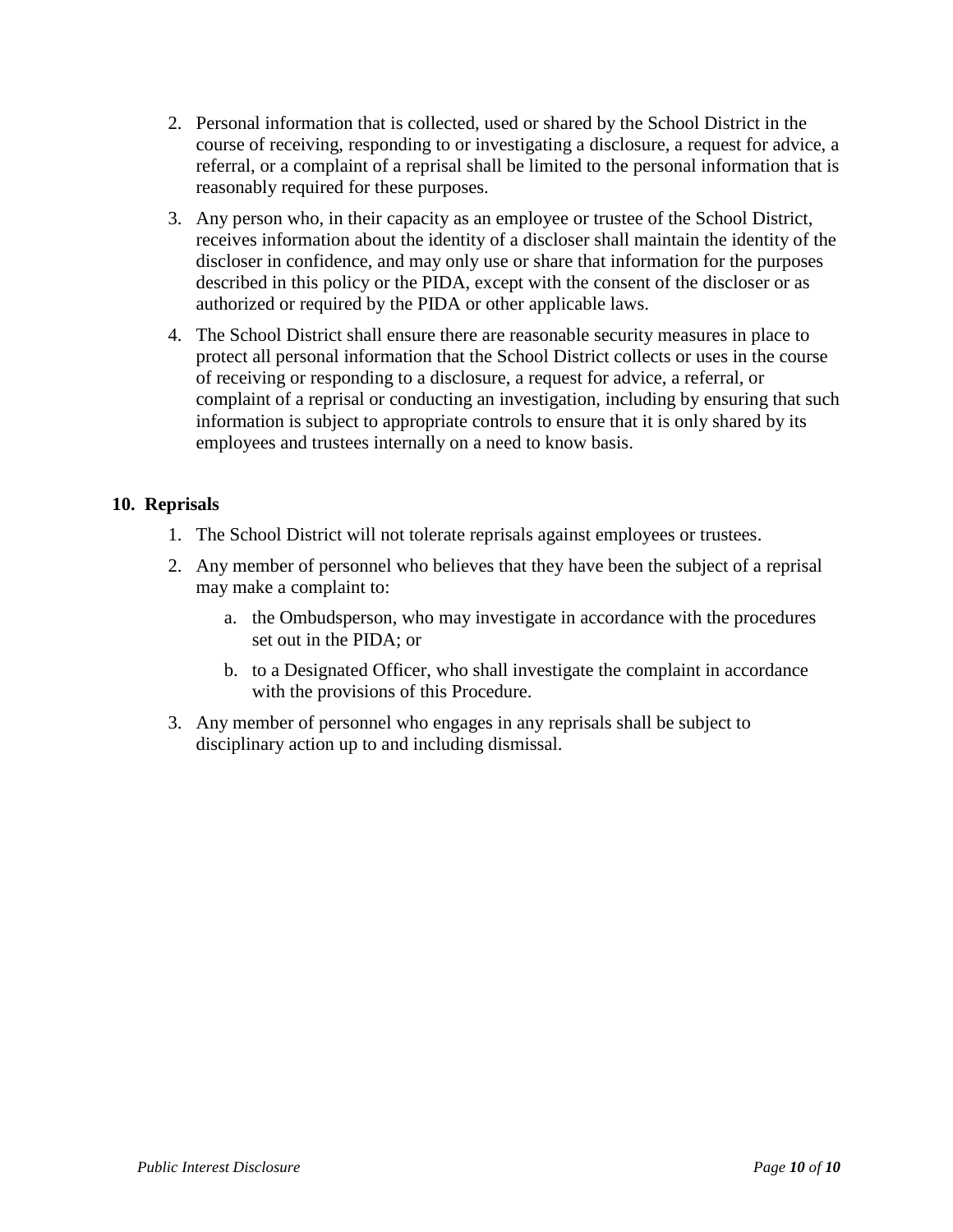2. Personal information that is collected, used or shared by the School District in the course of receiving, responding to or investigating a disclosure, a request for advice, a referral, or a complaint of a reprisal shall be limited to the personal information that is reasonably required for these purposes.
3. Any person who, in their capacity as an employee or trustee of the School District, receives information about the identity of a discloser shall maintain the identity of the discloser in confidence, and may only use or share that information for the purposes described in this policy or the PIDA, except with the consent of the discloser or as authorized or required by the PIDA or other applicable laws.
4. The School District shall ensure there are reasonable security measures in place to protect all personal information that the School District collects or uses in the course of receiving or responding to a disclosure, a request for advice, a referral, or complaint of a reprisal or conducting an investigation, including by ensuring that such information is subject to appropriate controls to ensure that it is only shared by its employees and trustees internally on a need to know basis.

## 10. Reprisals

1. The School District will not tolerate reprisals against employees or trustees.
2. Any member of personnel who believes that they have been the subject of a reprisal may make a complaint to:
   a. the Ombudsperson, who may investigate in accordance with the procedures set out in the PIDA; or
   b. to a Designated Officer, who shall investigate the complaint in accordance with the provisions of this Procedure.
3. Any member of personnel who engages in any reprisals shall be subject to disciplinary action up to and including dismissal.